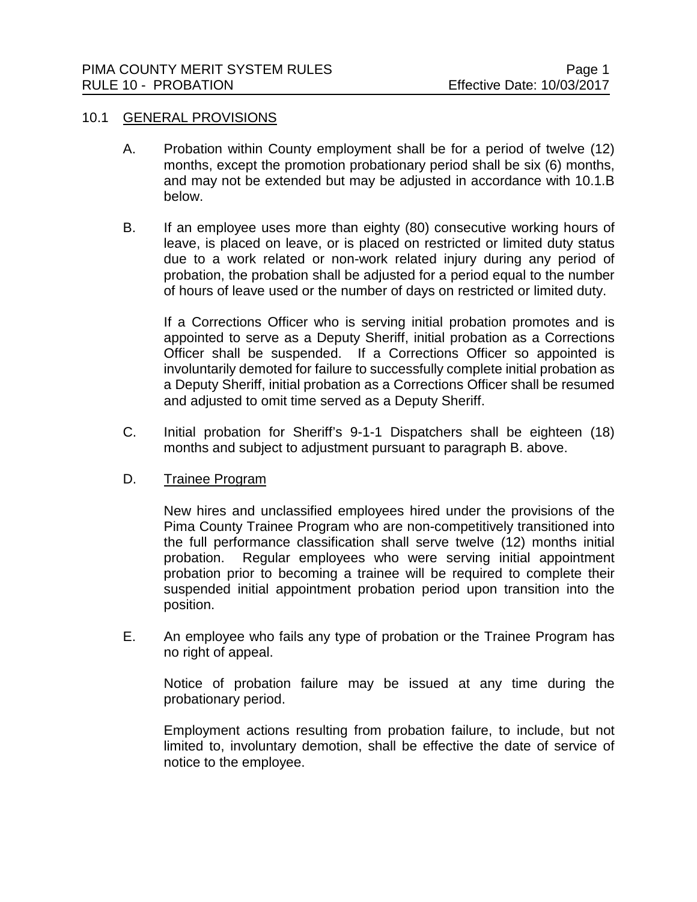## 10.1 GENERAL PROVISIONS

A. Probation within County employment shall be for a period of twelve (12) months, except the promotion probationary period shall be six (6) months, and may not be extended but may be adjusted in accordance with 10.1.B below.

B. If an employee uses more than eighty (80) consecutive working hours of leave, is placed on leave, or is placed on restricted or limited duty status due to a work related or non-work related injury during any period of probation, the probation shall be adjusted for a period equal to the number of hours of leave used or the number of days on restricted or limited duty.

   If a Corrections Officer who is serving initial probation promotes and is appointed to serve as a Deputy Sheriff, initial probation as a Corrections Officer shall be suspended. If a Corrections Officer so appointed is involuntarily demoted for failure to successfully complete initial probation as a Deputy Sheriff, initial probation as a Corrections Officer shall be resumed and adjusted to omit time served as a Deputy Sheriff.

C. Initial probation for Sheriff's 9-1-1 Dispatchers shall be eighteen (18) months and subject to adjustment pursuant to paragraph B. above.

D. Trainee Program

   New hires and unclassified employees hired under the provisions of the Pima County Trainee Program who are non-competitively transitioned into the full performance classification shall serve twelve (12) months initial probation. Regular employees who were serving initial appointment probation prior to becoming a trainee will be required to complete their suspended initial appointment probation period upon transition into the position.

E. An employee who fails any type of probation or the Trainee Program has no right of appeal.

   Notice of probation failure may be issued at any time during the probationary period.

   Employment actions resulting from probation failure, to include, but not limited to, involuntary demotion, shall be effective the date of service of notice to the employee.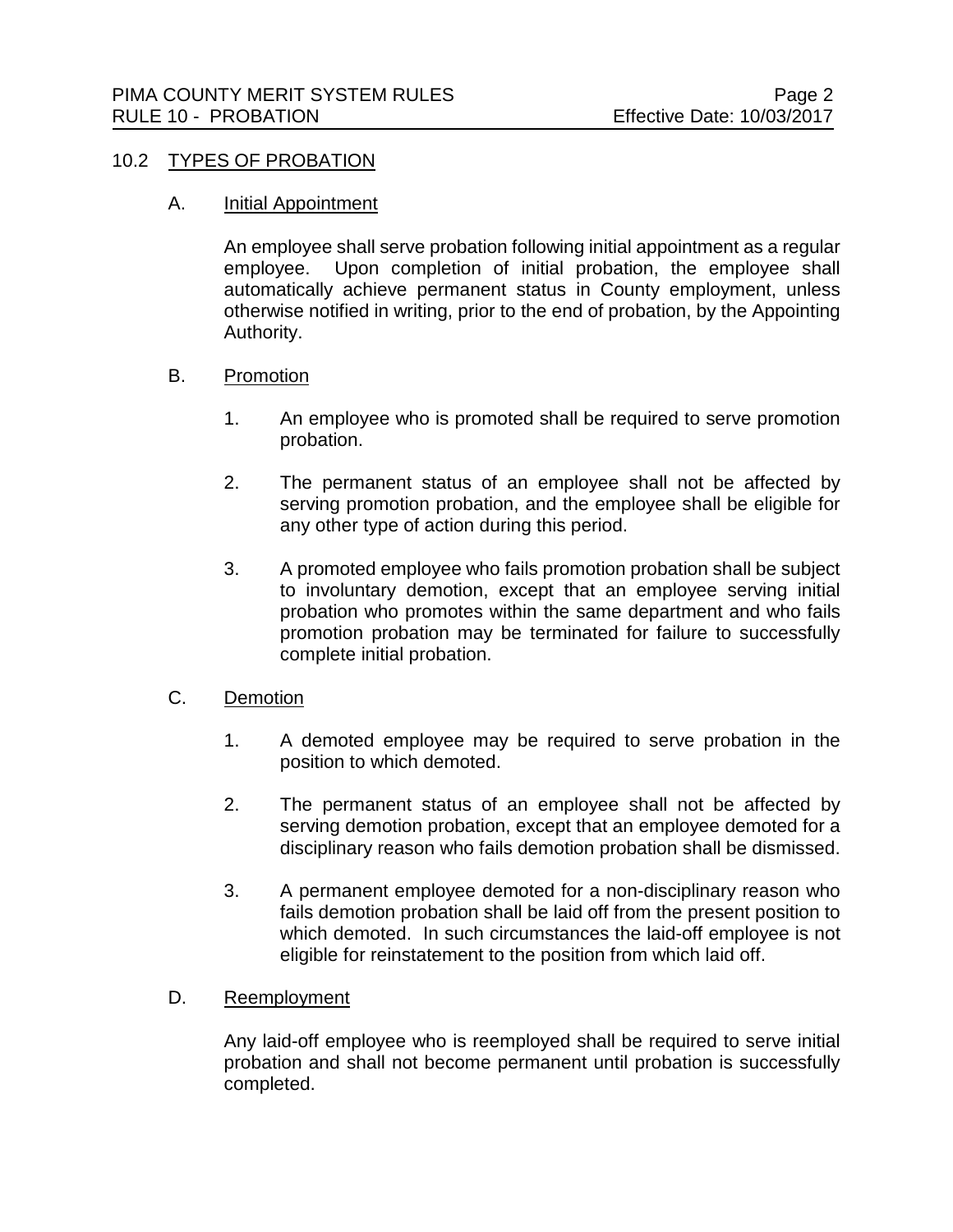## 10.2 TYPES OF PROBATION

### A. Initial Appointment

An employee shall serve probation following initial appointment as a regular employee. Upon completion of initial probation, the employee shall automatically achieve permanent status in County employment, unless otherwise notified in writing, prior to the end of probation, by the Appointing Authority.

### B. Promotion

1. An employee who is promoted shall be required to serve promotion probation.

2. The permanent status of an employee shall not be affected by serving promotion probation, and the employee shall be eligible for any other type of action during this period.

3. A promoted employee who fails promotion probation shall be subject to involuntary demotion, except that an employee serving initial probation who promotes within the same department and who fails promotion probation may be terminated for failure to successfully complete initial probation.

### C. Demotion

1. A demoted employee may be required to serve probation in the position to which demoted.

2. The permanent status of an employee shall not be affected by serving demotion probation, except that an employee demoted for a disciplinary reason who fails demotion probation shall be dismissed.

3. A permanent employee demoted for a non-disciplinary reason who fails demotion probation shall be laid off from the present position to which demoted. In such circumstances the laid-off employee is not eligible for reinstatement to the position from which laid off.

### D. Reemployment

Any laid-off employee who is reemployed shall be required to serve initial probation and shall not become permanent until probation is successfully completed.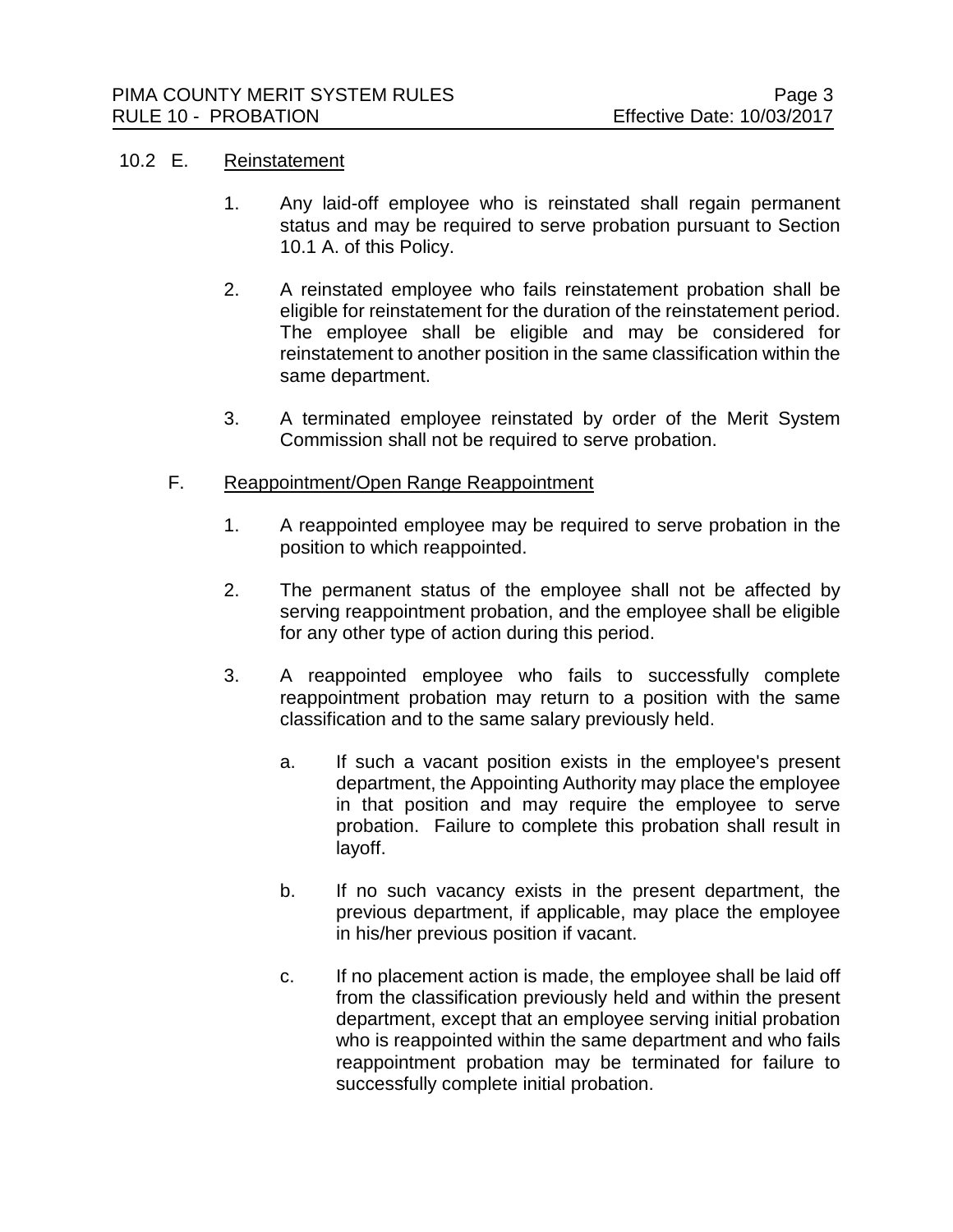10.2 E. Reinstatement

1. Any laid-off employee who is reinstated shall regain permanent status and may be required to serve probation pursuant to Section 10.1 A. of this Policy.

2. A reinstated employee who fails reinstatement probation shall be eligible for reinstatement for the duration of the reinstatement period. The employee shall be eligible and may be considered for reinstatement to another position in the same classification within the same department.

3. A terminated employee reinstated by order of the Merit System Commission shall not be required to serve probation.

F. Reappointment/Open Range Reappointment

1. A reappointed employee may be required to serve probation in the position to which reappointed.

2. The permanent status of the employee shall not be affected by serving reappointment probation, and the employee shall be eligible for any other type of action during this period.

3. A reappointed employee who fails to successfully complete reappointment probation may return to a position with the same classification and to the same salary previously held.

   a. If such a vacant position exists in the employee's present department, the Appointing Authority may place the employee in that position and may require the employee to serve probation. Failure to complete this probation shall result in layoff.

   b. If no such vacancy exists in the present department, the previous department, if applicable, may place the employee in his/her previous position if vacant.

   c. If no placement action is made, the employee shall be laid off from the classification previously held and within the present department, except that an employee serving initial probation who is reappointed within the same department and who fails reappointment probation may be terminated for failure to successfully complete initial probation.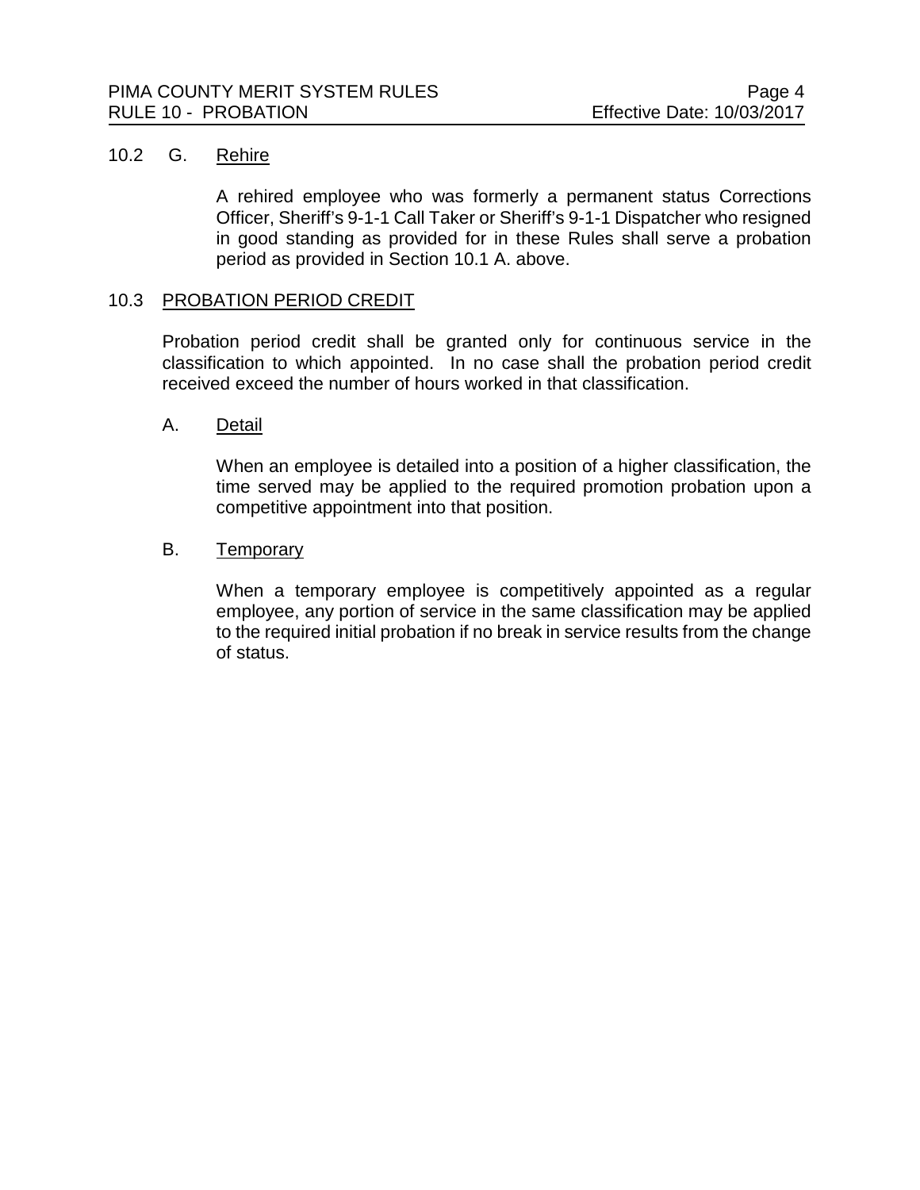10.2 G. Rehire

A rehired employee who was formerly a permanent status Corrections Officer, Sheriff's 9-1-1 Call Taker or Sheriff's 9-1-1 Dispatcher who resigned in good standing as provided for in these Rules shall serve a probation period as provided in Section 10.1 A. above.

## 10.3 PROBATION PERIOD CREDIT

Probation period credit shall be granted only for continuous service in the classification to which appointed. In no case shall the probation period credit received exceed the number of hours worked in that classification.

A. Detail

When an employee is detailed into a position of a higher classification, the time served may be applied to the required promotion probation upon a competitive appointment into that position.

B. Temporary

When a temporary employee is competitively appointed as a regular employee, any portion of service in the same classification may be applied to the required initial probation if no break in service results from the change of status.